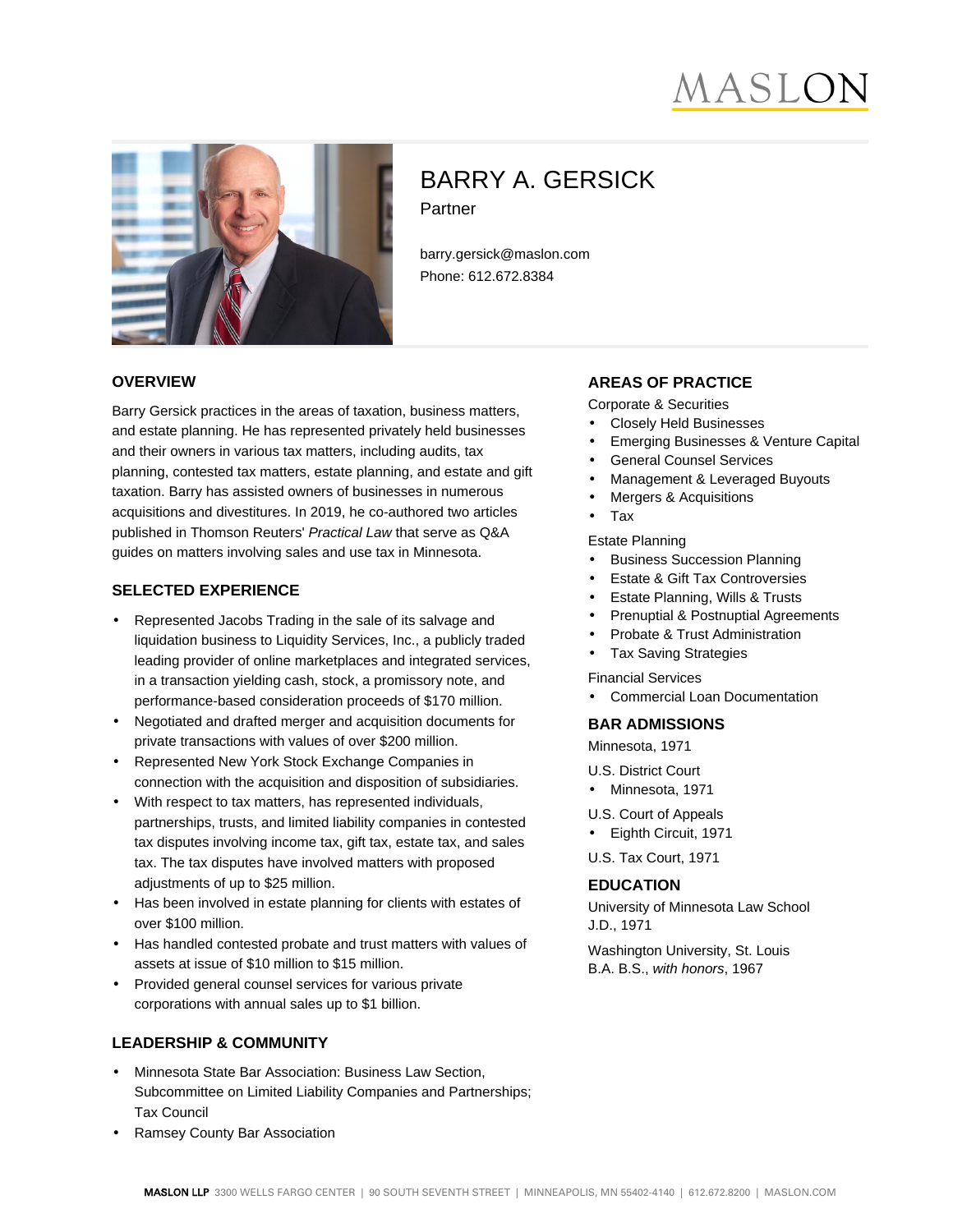MASLON

# BARRY A. GERSICK

Partner

barry.gersick@maslon.com
Phone: 612.672.8384

## OVERVIEW

Barry Gersick practices in the areas of taxation, business matters, and estate planning. He has represented privately held businesses and their owners in various tax matters, including audits, tax planning, contested tax matters, estate planning, and estate and gift taxation. Barry has assisted owners of businesses in numerous acquisitions and divestitures. In 2019, he co-authored two articles published in Thomson Reuters' *Practical Law* that serve as Q&A guides on matters involving sales and use tax in Minnesota.

## SELECTED EXPERIENCE

- Represented Jacobs Trading in the sale of its salvage and liquidation business to Liquidity Services, Inc., a publicly traded leading provider of online marketplaces and integrated services, in a transaction yielding cash, stock, a promissory note, and performance-based consideration proceeds of $170 million.
- Negotiated and drafted merger and acquisition documents for private transactions with values of over $200 million.
- Represented New York Stock Exchange Companies in connection with the acquisition and disposition of subsidiaries.
- With respect to tax matters, has represented individuals, partnerships, trusts, and limited liability companies in contested tax disputes involving income tax, gift tax, estate tax, and sales tax. The tax disputes have involved matters with proposed adjustments of up to $25 million.
- Has been involved in estate planning for clients with estates of over $100 million.
- Has handled contested probate and trust matters with values of assets at issue of $10 million to $15 million.
- Provided general counsel services for various private corporations with annual sales up to $1 billion.

## LEADERSHIP & COMMUNITY

- Minnesota State Bar Association: Business Law Section, Subcommittee on Limited Liability Companies and Partnerships; Tax Council
- Ramsey County Bar Association

## AREAS OF PRACTICE

Corporate & Securities

- Closely Held Businesses
- Emerging Businesses & Venture Capital
- General Counsel Services
- Management & Leveraged Buyouts
- Mergers & Acquisitions
- Tax

Estate Planning

- Business Succession Planning
- Estate & Gift Tax Controversies
- Estate Planning, Wills & Trusts
- Prenuptial & Postnuptial Agreements
- Probate & Trust Administration
- Tax Saving Strategies

Financial Services

- Commercial Loan Documentation

## BAR ADMISSIONS

Minnesota, 1971

U.S. District Court

- Minnesota, 1971

U.S. Court of Appeals

- Eighth Circuit, 1971

U.S. Tax Court, 1971

## EDUCATION

University of Minnesota Law School
J.D., 1971

Washington University, St. Louis
B.A. B.S., *with honors*, 1967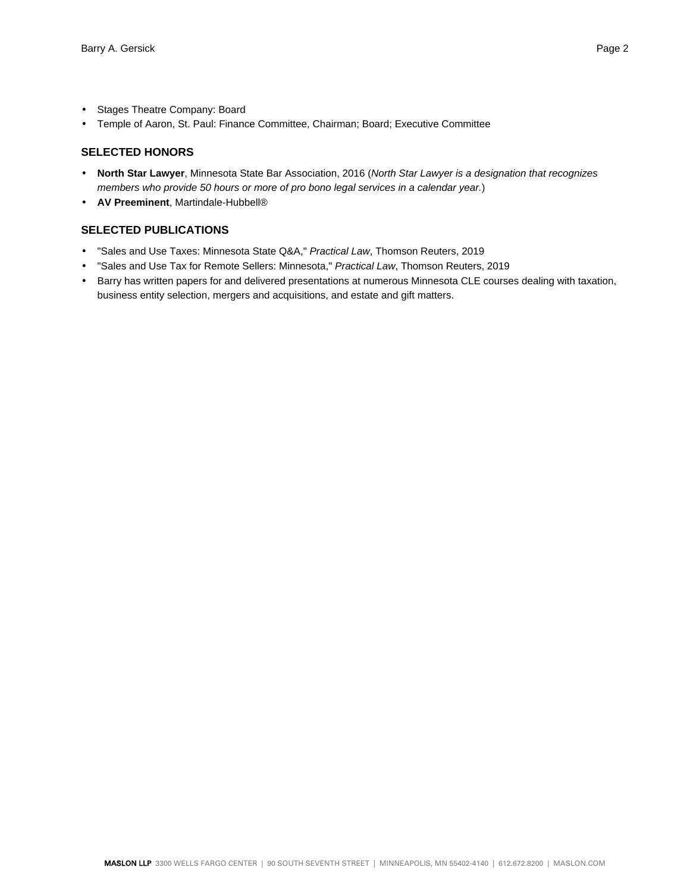- Stages Theatre Company: Board
- Temple of Aaron, St. Paul: Finance Committee, Chairman; Board; Executive Committee

### SELECTED HONORS

- **North Star Lawyer**, Minnesota State Bar Association, 2016 (*North Star Lawyer is a designation that recognizes members who provide 50 hours or more of pro bono legal services in a calendar year.*)
- **AV Preeminent**, Martindale-Hubbell®

### SELECTED PUBLICATIONS

- "Sales and Use Taxes: Minnesota State Q&A," *Practical Law*, Thomson Reuters, 2019
- "Sales and Use Tax for Remote Sellers: Minnesota," *Practical Law*, Thomson Reuters, 2019
- Barry has written papers for and delivered presentations at numerous Minnesota CLE courses dealing with taxation, business entity selection, mergers and acquisitions, and estate and gift matters.